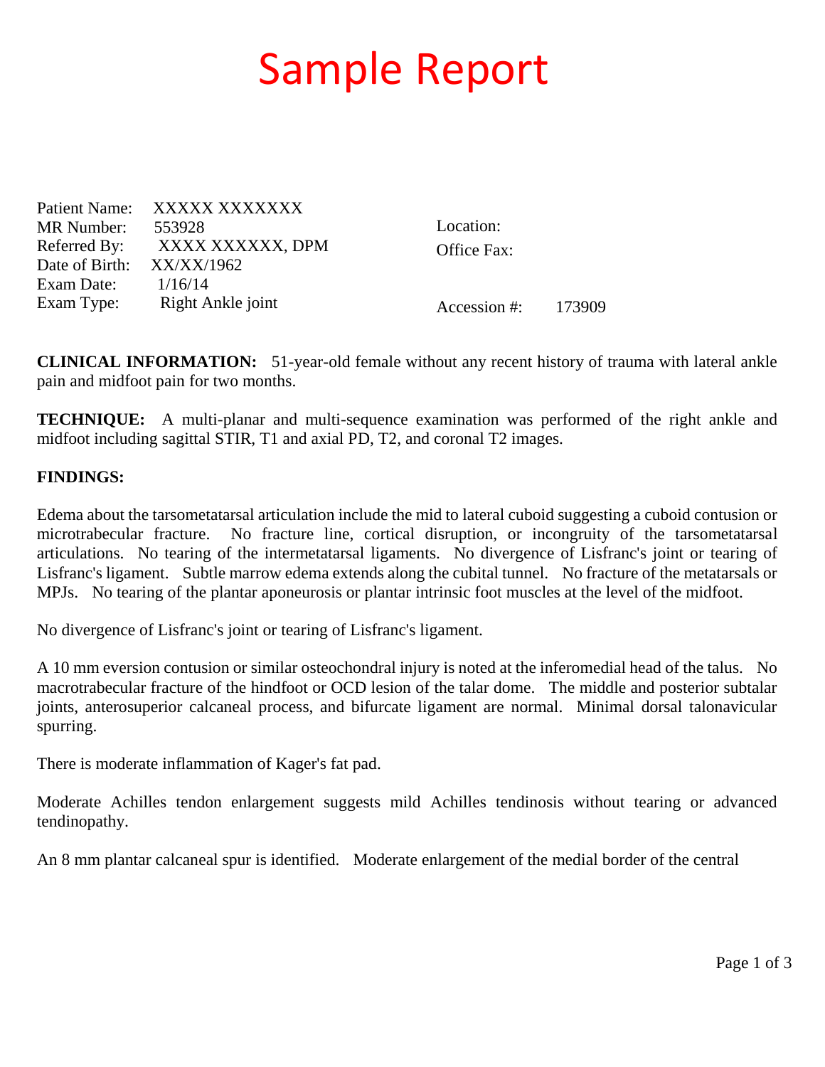# Sample Report

Patient Name: XXXXX XXXXXXX
MR Number: 553928
Referred By: XXXX XXXXXX, DPM
Date of Birth: XX/XX/1962
Exam Date: 1/16/14
Exam Type: Right Ankle joint

Location:
Office Fax:

Accession #: 173909

**CLINICAL INFORMATION:** 51-year-old female without any recent history of trauma with lateral ankle pain and midfoot pain for two months.

**TECHNIQUE:** A multi-planar and multi-sequence examination was performed of the right ankle and midfoot including sagittal STIR, T1 and axial PD, T2, and coronal T2 images.

**FINDINGS:**

Edema about the tarsometatarsal articulation include the mid to lateral cuboid suggesting a cuboid contusion or microtrabecular fracture. No fracture line, cortical disruption, or incongruity of the tarsometatarsal articulations. No tearing of the intermetatarsal ligaments. No divergence of Lisfranc's joint or tearing of Lisfranc's ligament. Subtle marrow edema extends along the cubital tunnel. No fracture of the metatarsals or MPJs. No tearing of the plantar aponeurosis or plantar intrinsic foot muscles at the level of the midfoot.

No divergence of Lisfranc's joint or tearing of Lisfranc's ligament.

A 10 mm eversion contusion or similar osteochondral injury is noted at the inferomedial head of the talus. No macrotrabecular fracture of the hindfoot or OCD lesion of the talar dome. The middle and posterior subtalar joints, anterosuperior calcaneal process, and bifurcate ligament are normal. Minimal dorsal talonavicular spurring.

There is moderate inflammation of Kager's fat pad.

Moderate Achilles tendon enlargement suggests mild Achilles tendinosis without tearing or advanced tendinopathy.

An 8 mm plantar calcaneal spur is identified. Moderate enlargement of the medial border of the central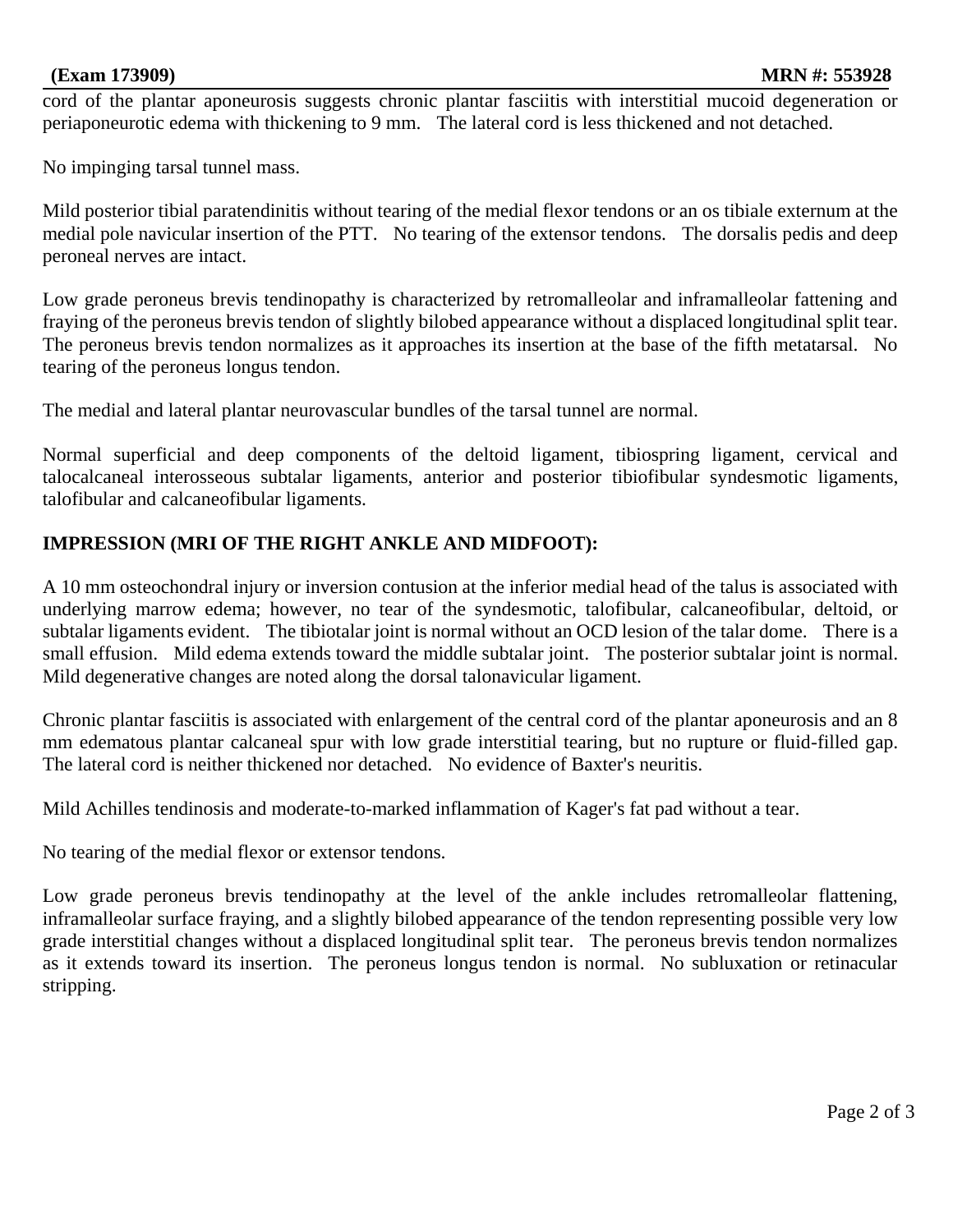cord of the plantar aponeurosis suggests chronic plantar fasciitis with interstitial mucoid degeneration or periaponeurotic edema with thickening to 9 mm.   The lateral cord is less thickened and not detached.

No impinging tarsal tunnel mass.

Mild posterior tibial paratendinitis without tearing of the medial flexor tendons or an os tibiale externum at the medial pole navicular insertion of the PTT.   No tearing of the extensor tendons.   The dorsalis pedis and deep peroneal nerves are intact.

Low grade peroneus brevis tendinopathy is characterized by retromalleolar and inframalleolar fattening and fraying of the peroneus brevis tendon of slightly bilobed appearance without a displaced longitudinal split tear. The peroneus brevis tendon normalizes as it approaches its insertion at the base of the fifth metatarsal.   No tearing of the peroneus longus tendon.

The medial and lateral plantar neurovascular bundles of the tarsal tunnel are normal.

Normal superficial and deep components of the deltoid ligament, tibiospring ligament, cervical and talocalcaneal interosseous subtalar ligaments, anterior and posterior tibiofibular syndesmotic ligaments, talofibular and calcaneofibular ligaments.

**IMPRESSION (MRI OF THE RIGHT ANKLE AND MIDFOOT):**

A 10 mm osteochondral injury or inversion contusion at the inferior medial head of the talus is associated with underlying marrow edema; however, no tear of the syndesmotic, talofibular, calcaneofibular, deltoid, or subtalar ligaments evident.   The tibiotalar joint is normal without an OCD lesion of the talar dome.   There is a small effusion.   Mild edema extends toward the middle subtalar joint.   The posterior subtalar joint is normal. Mild degenerative changes are noted along the dorsal talonavicular ligament.

Chronic plantar fasciitis is associated with enlargement of the central cord of the plantar aponeurosis and an 8 mm edematous plantar calcaneal spur with low grade interstitial tearing, but no rupture or fluid-filled gap. The lateral cord is neither thickened nor detached.   No evidence of Baxter's neuritis.

Mild Achilles tendinosis and moderate-to-marked inflammation of Kager's fat pad without a tear.

No tearing of the medial flexor or extensor tendons.

Low grade peroneus brevis tendinopathy at the level of the ankle includes retromalleolar flattening, inframalleolar surface fraying, and a slightly bilobed appearance of the tendon representing possible very low grade interstitial changes without a displaced longitudinal split tear.   The peroneus brevis tendon normalizes as it extends toward its insertion.  The peroneus longus tendon is normal.  No subluxation or retinacular stripping.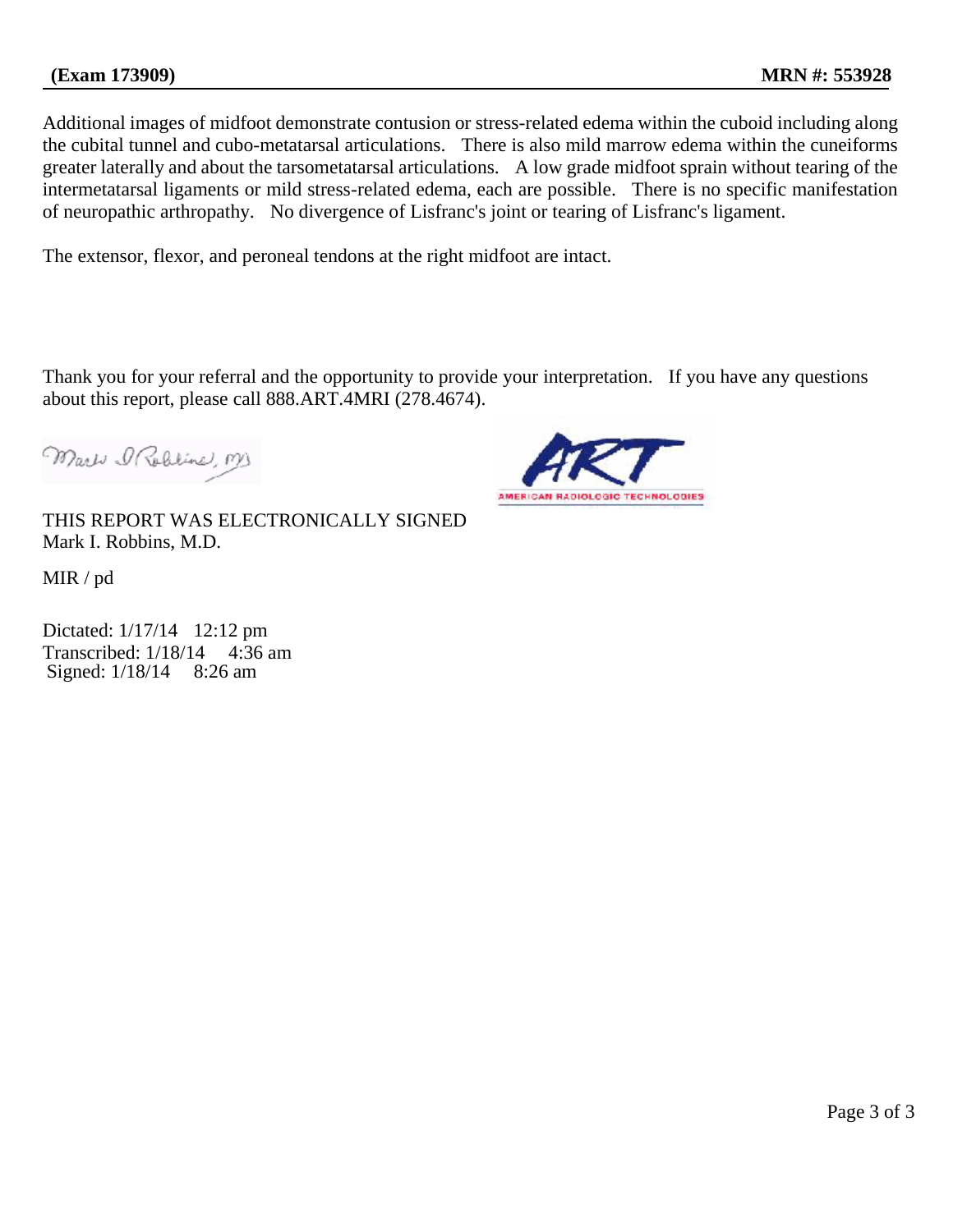Additional images of midfoot demonstrate contusion or stress-related edema within the cuboid including along the cubital tunnel and cubo-metatarsal articulations. There is also mild marrow edema within the cuneiforms greater laterally and about the tarsometatarsal articulations. A low grade midfoot sprain without tearing of the intermetatarsal ligaments or mild stress-related edema, each are possible. There is no specific manifestation of neuropathic arthropathy. No divergence of Lisfranc's joint or tearing of Lisfranc's ligament.

The extensor, flexor, and peroneal tendons at the right midfoot are intact.

Thank you for your referral and the opportunity to provide your interpretation. If you have any questions about this report, please call 888.ART.4MRI (278.4674).

THIS REPORT WAS ELECTRONICALLY SIGNED
Mark I. Robbins, M.D.

MIR / pd

Dictated: 1/17/14 12:12 pm
Transcribed: 1/18/14 4:36 am
Signed: 1/18/14 8:26 am